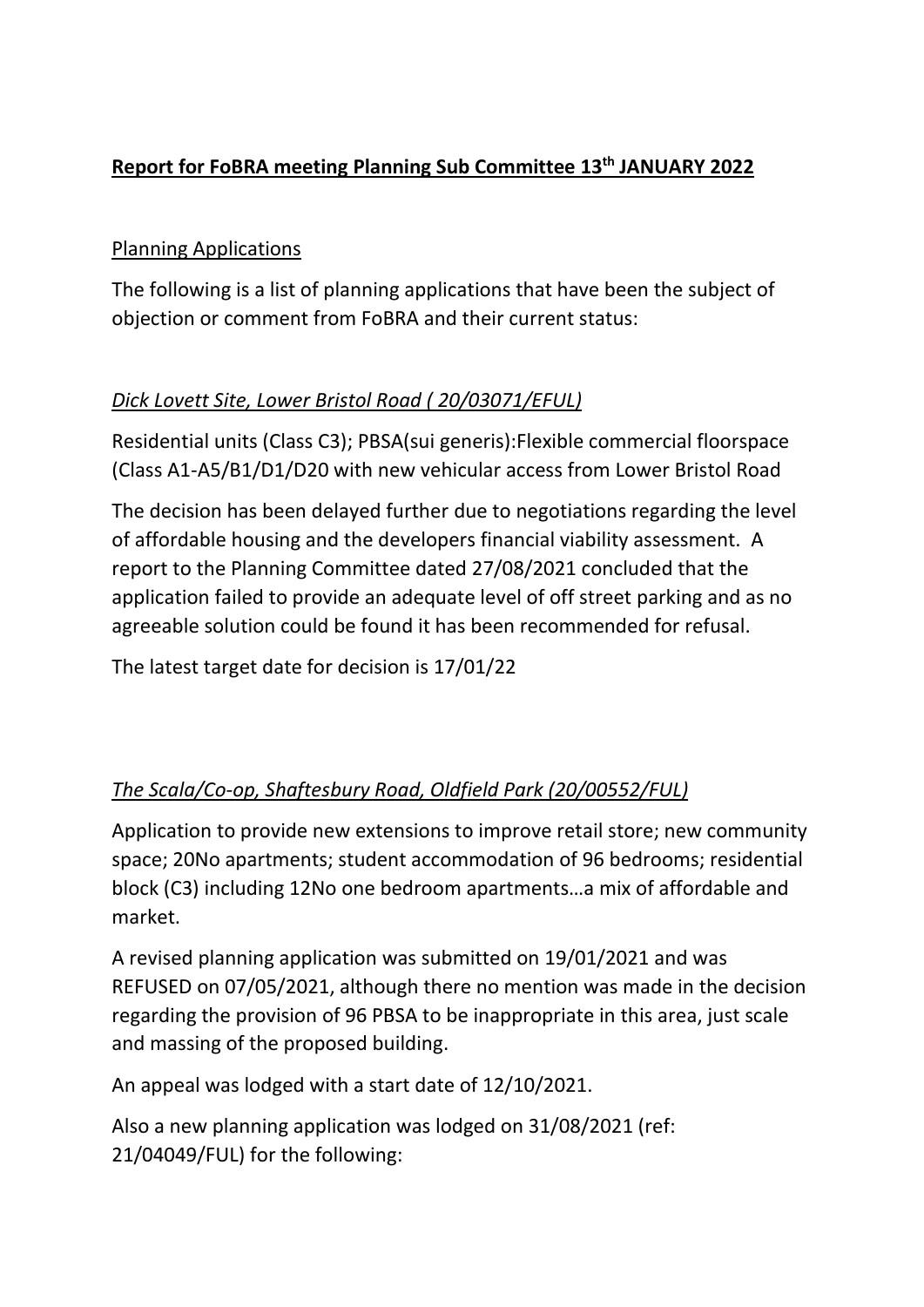**Report for FoBRA meeting Planning Sub Committee 13th JANUARY 2022**

Planning Applications

The following is a list of planning applications that have been the subject of objection or comment from FoBRA and their current status:

*Dick Lovett Site, Lower Bristol Road ( 20/03071/EFUL)*

Residential units (Class C3); PBSA(sui generis):Flexible commercial floorspace (Class A1-A5/B1/D1/D20 with new vehicular access from Lower Bristol Road

The decision has been delayed further due to negotiations regarding the level of affordable housing and the developers financial viability assessment. A report to the Planning Committee dated 27/08/2021 concluded that the application failed to provide an adequate level of off street parking and as no agreeable solution could be found it has been recommended for refusal.

The latest target date for decision is 17/01/22

*The Scala/Co-op, Shaftesbury Road, Oldfield Park (20/00552/FUL)*

Application to provide new extensions to improve retail store; new community space; 20No apartments; student accommodation of 96 bedrooms; residential block (C3) including 12No one bedroom apartments…a mix of affordable and market.

A revised planning application was submitted on 19/01/2021 and was REFUSED on 07/05/2021, although there no mention was made in the decision regarding the provision of 96 PBSA to be inappropriate in this area, just scale and massing of the proposed building.

An appeal was lodged with a start date of 12/10/2021.

Also a new planning application was lodged on 31/08/2021 (ref: 21/04049/FUL) for the following: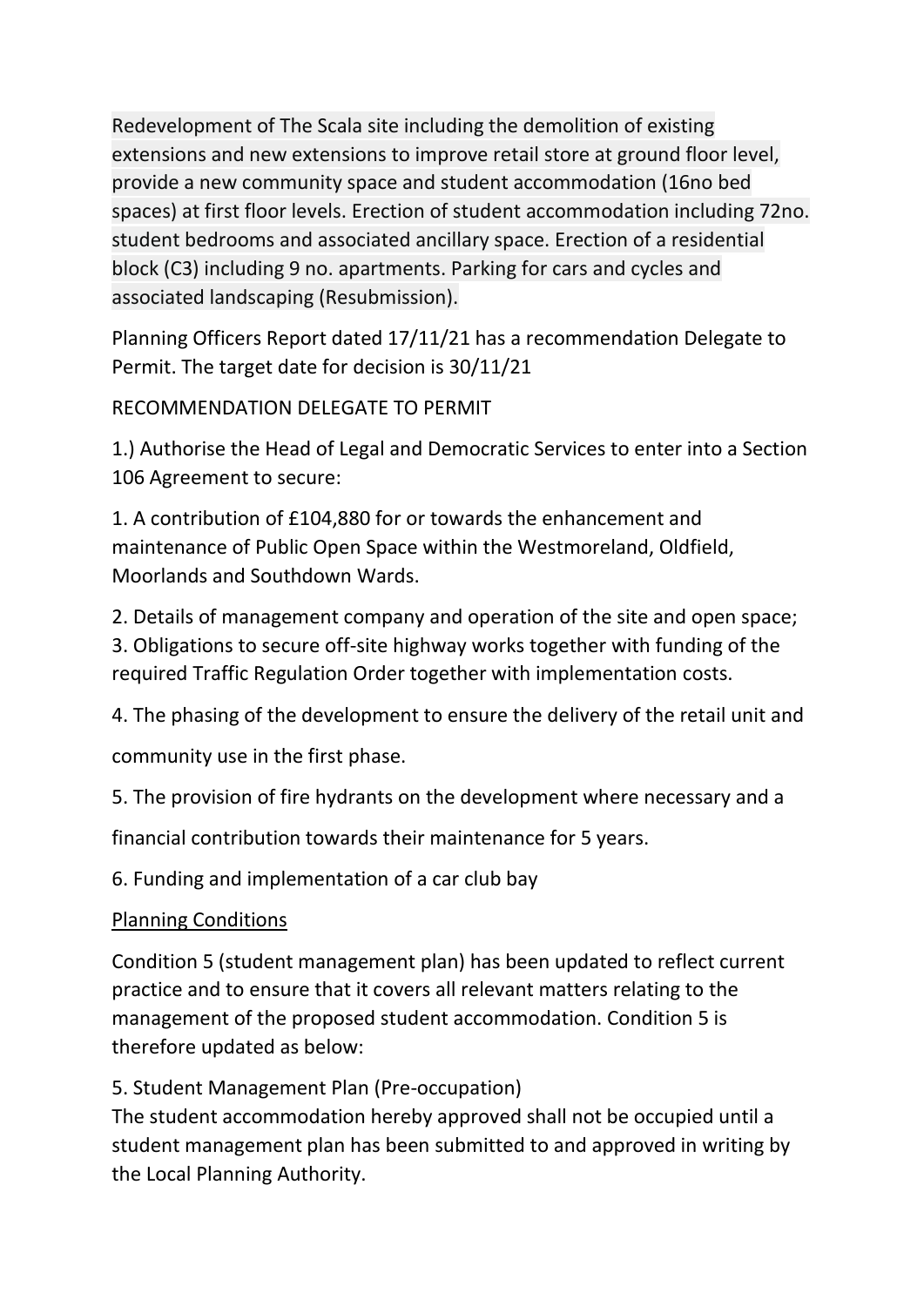Redevelopment of The Scala site including the demolition of existing extensions and new extensions to improve retail store at ground floor level, provide a new community space and student accommodation (16no bed spaces) at first floor levels. Erection of student accommodation including 72no. student bedrooms and associated ancillary space. Erection of a residential block (C3) including 9 no. apartments. Parking for cars and cycles and associated landscaping (Resubmission).

Planning Officers Report dated 17/11/21 has a recommendation Delegate to Permit. The target date for decision is 30/11/21

RECOMMENDATION DELEGATE TO PERMIT

1.) Authorise the Head of Legal and Democratic Services to enter into a Section 106 Agreement to secure:

1. A contribution of £104,880 for or towards the enhancement and maintenance of Public Open Space within the Westmoreland, Oldfield, Moorlands and Southdown Wards.

2. Details of management company and operation of the site and open space;
3. Obligations to secure off-site highway works together with funding of the required Traffic Regulation Order together with implementation costs.

4. The phasing of the development to ensure the delivery of the retail unit and community use in the first phase.

5. The provision of fire hydrants on the development where necessary and a financial contribution towards their maintenance for 5 years.

6. Funding and implementation of a car club bay

<u>Planning Conditions</u>

Condition 5 (student management plan) has been updated to reflect current practice and to ensure that it covers all relevant matters relating to the management of the proposed student accommodation. Condition 5 is therefore updated as below:

5. Student Management Plan (Pre-occupation)
The student accommodation hereby approved shall not be occupied until a student management plan has been submitted to and approved in writing by the Local Planning Authority.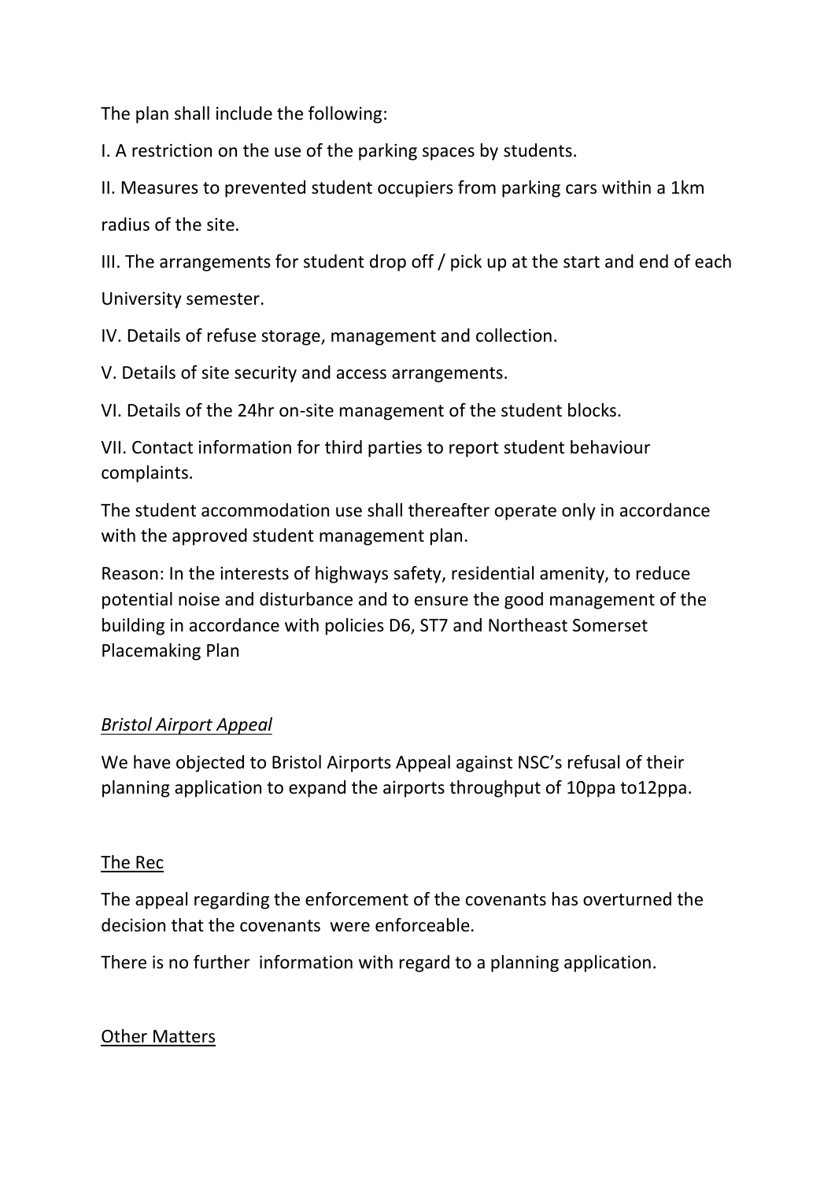The plan shall include the following:

I. A restriction on the use of the parking spaces by students.

II. Measures to prevented student occupiers from parking cars within a 1km radius of the site.

III. The arrangements for student drop off / pick up at the start and end of each University semester.

IV. Details of refuse storage, management and collection.

V. Details of site security and access arrangements.

VI. Details of the 24hr on-site management of the student blocks.

VII. Contact information for third parties to report student behaviour complaints.

The student accommodation use shall thereafter operate only in accordance with the approved student management plan.

Reason: In the interests of highways safety, residential amenity, to reduce potential noise and disturbance and to ensure the good management of the building in accordance with policies D6, ST7 and Northeast Somerset Placemaking Plan

*<u>Bristol Airport Appeal</u>*

We have objected to Bristol Airports Appeal against NSC's refusal of their planning application to expand the airports throughput of 10ppa to12ppa.

<u>The Rec</u>

The appeal regarding the enforcement of the covenants has overturned the decision that the covenants were enforceable.

There is no further information with regard to a planning application.

<u>Other Matters</u>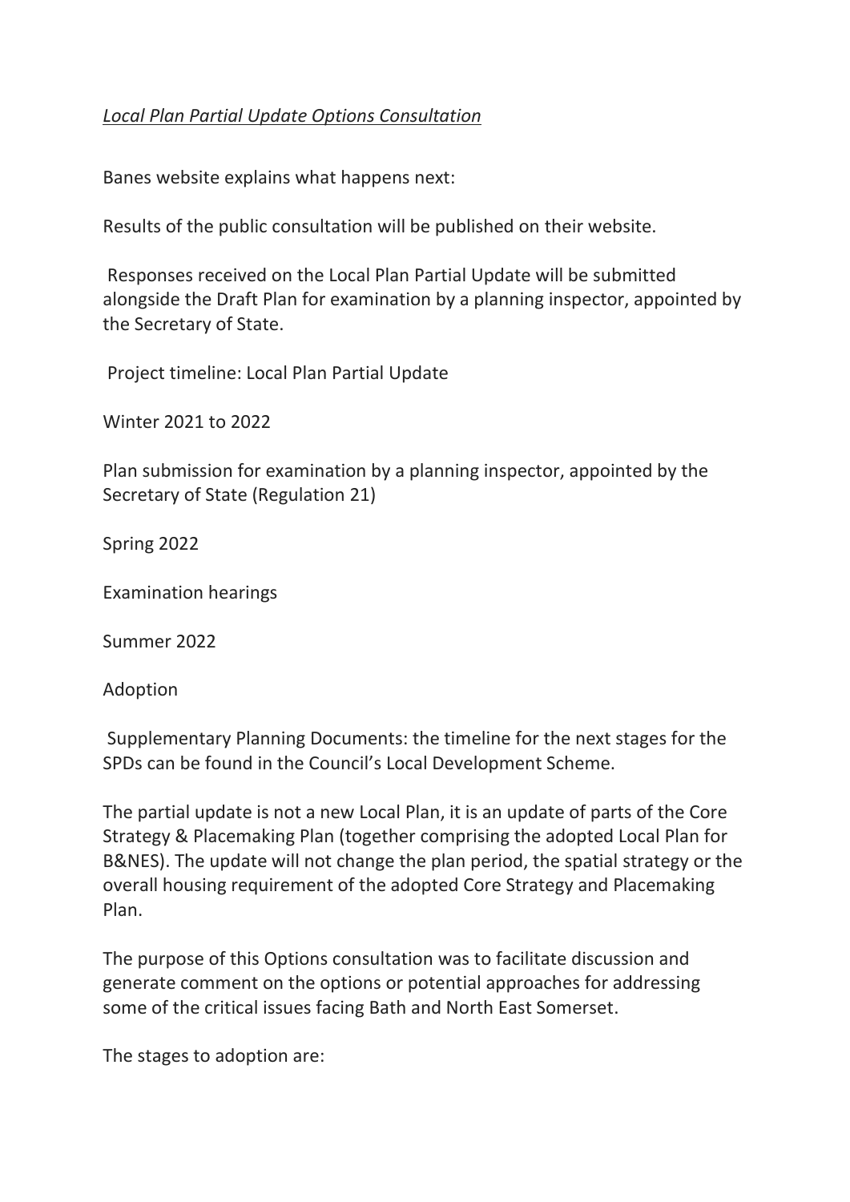*Local Plan Partial Update Options Consultation*

Banes website explains what happens next:

Results of the public consultation will be published on their website.

Responses received on the Local Plan Partial Update will be submitted alongside the Draft Plan for examination by a planning inspector, appointed by the Secretary of State.

Project timeline: Local Plan Partial Update

Winter 2021 to 2022

Plan submission for examination by a planning inspector, appointed by the Secretary of State (Regulation 21)

Spring 2022

Examination hearings

Summer 2022

Adoption

Supplementary Planning Documents: the timeline for the next stages for the SPDs can be found in the Council's Local Development Scheme.

The partial update is not a new Local Plan, it is an update of parts of the Core Strategy & Placemaking Plan (together comprising the adopted Local Plan for B&NES). The update will not change the plan period, the spatial strategy or the overall housing requirement of the adopted Core Strategy and Placemaking Plan.

The purpose of this Options consultation was to facilitate discussion and generate comment on the options or potential approaches for addressing some of the critical issues facing Bath and North East Somerset.

The stages to adoption are: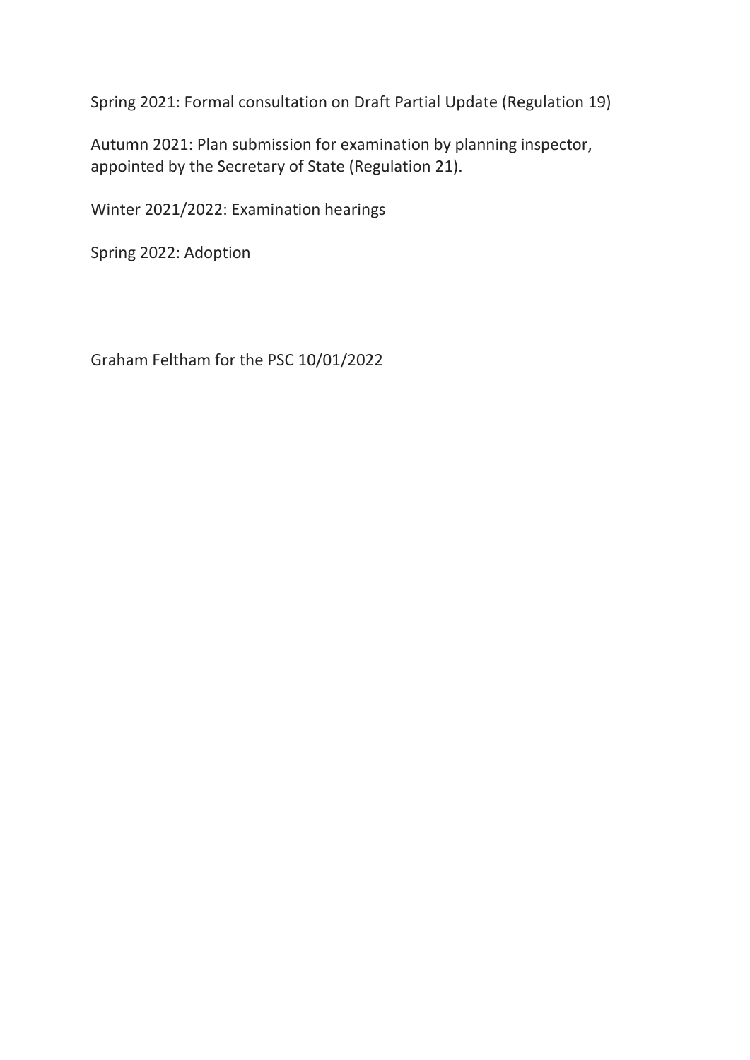Spring 2021: Formal consultation on Draft Partial Update (Regulation 19)

Autumn 2021: Plan submission for examination by planning inspector, appointed by the Secretary of State (Regulation 21).

Winter 2021/2022: Examination hearings

Spring 2022: Adoption

Graham Feltham for the PSC 10/01/2022